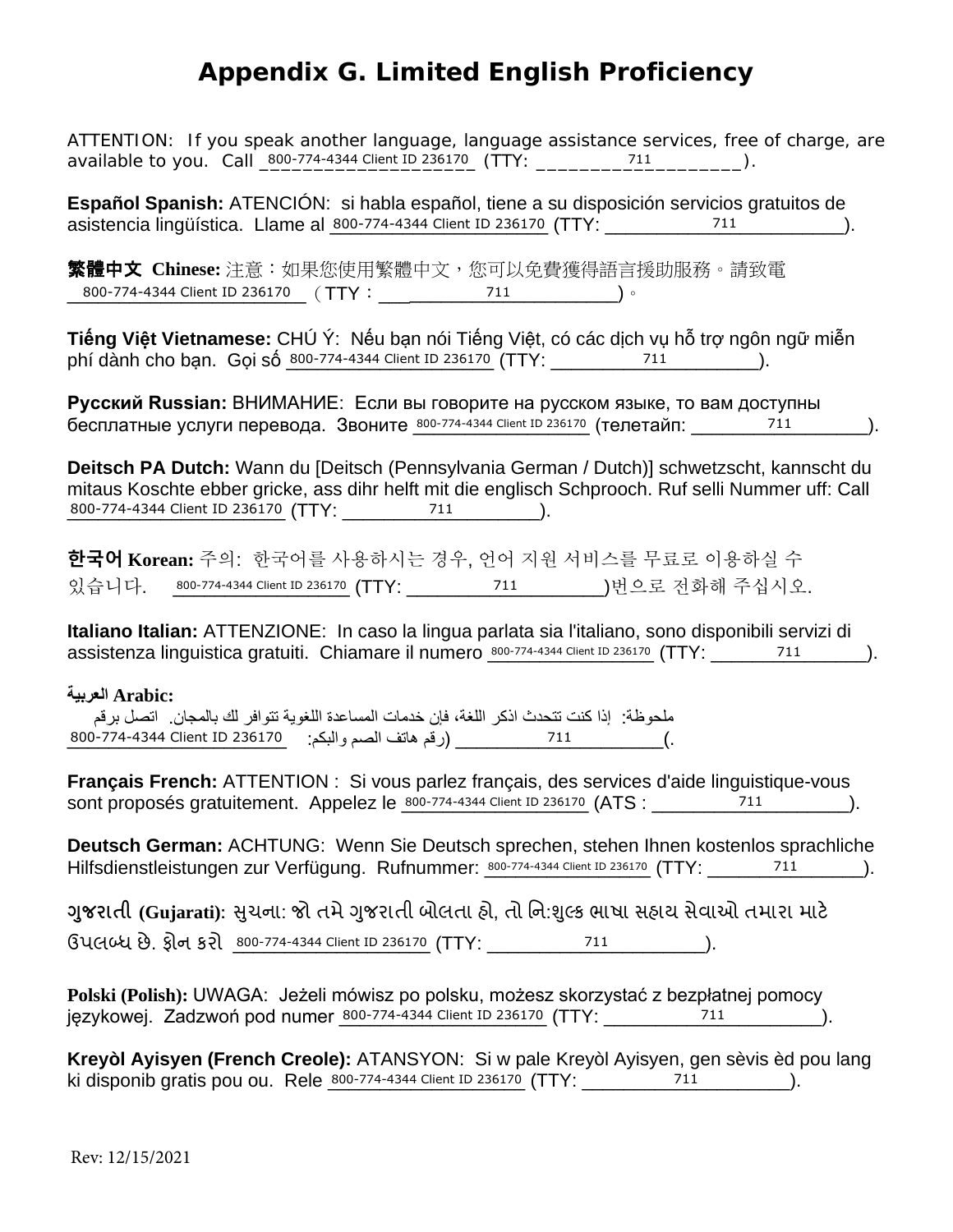// Appendix G. Limited English Proficiency

# Appendix G. Limited English Proficiency

ATTENTION: If you speak another language, language assistance services, free of charge, are available to you. Call 800-774-4344 Client ID 236170 (TTY: 711).

**Español Spanish:** ATENCIÓN: si habla español, tiene a su disposición servicios gratuitos de asistencia lingüística. Llame al 800-774-4344 Client ID 236170 (TTY: 711).

**繁體中文 Chinese:** 注意：如果您使用繁體中文，您可以免費獲得語言援助服務。請致電 800-774-4344 Client ID 236170 （TTY：711）。

**Tiếng Việt Vietnamese:** CHÚ Ý: Nếu bạn nói Tiếng Việt, có các dịch vụ hỗ trợ ngôn ngữ miễn phí dành cho bạn. Gọi số 800-774-4344 Client ID 236170 (TTY: 711).

**Русский Russian:** ВНИМАНИЕ: Если вы говорите на русском языке, то вам доступны бесплатные услуги перевода. Звоните 800-774-4344 Client ID 236170 (телетайп: 711).

**Deitsch PA Dutch:** Wann du [Deitsch (Pennsylvania German / Dutch)] schwetzscht, kannscht du mitaus Koschte ebber gricke, ass dihr helft mit die englisch Schprooch. Ruf selli Nummer uff: Call 800-774-4344 Client ID 236170 (TTY: 711).

**한국어 Korean:** 주의: 한국어를 사용하시는 경우, 언어 지원 서비스를 무료로 이용하실 수 있습니다. 800-774-4344 Client ID 236170 (TTY: 711)번으로 전화해 주십시오.

**Italiano Italian:** ATTENZIONE: In caso la lingua parlata sia l'italiano, sono disponibili servizi di assistenza linguistica gratuiti. Chiamare il numero 800-774-4344 Client ID 236170 (TTY: 711).

**العربية Arabic:**

ملحوظة: إذا كنت تتحدث اذكر اللغة، فإن خدمات المساعدة اللغوية تتوافر لك بالمجان. اتصل برقم 800-774-4344 Client ID 236170 (رقم هاتف الصم والبكم: 711).

**Français French:** ATTENTION : Si vous parlez français, des services d'aide linguistique-vous sont proposés gratuitement. Appelez le 800-774-4344 Client ID 236170 (ATS : 711).

**Deutsch German:** ACHTUNG: Wenn Sie Deutsch sprechen, stehen Ihnen kostenlos sprachliche Hilfsdienstleistungen zur Verfügung. Rufnummer: 800-774-4344 Client ID 236170 (TTY: 711).

**ગુજરાતી (Gujarati):** સુચના: જો તમે ગુજરાતી બોલતા હો, તો નિ:શુલ્ક ભાષા સહાય સેવાઓ તમારા માટે ઉપલબ્ધ છે. ફોન કરો 800-774-4344 Client ID 236170 (TTY: 711).

**Polski (Polish):** UWAGA: Jeżeli mówisz po polsku, możesz skorzystać z bezpłatnej pomocy językowej. Zadzwoń pod numer 800-774-4344 Client ID 236170 (TTY: 711).

**Kreyòl Ayisyen (French Creole):** ATANSYON: Si w pale Kreyòl Ayisyen, gen sèvis èd pou lang ki disponib gratis pou ou. Rele 800-774-4344 Client ID 236170 (TTY: 711).

Rev: 12/15/2021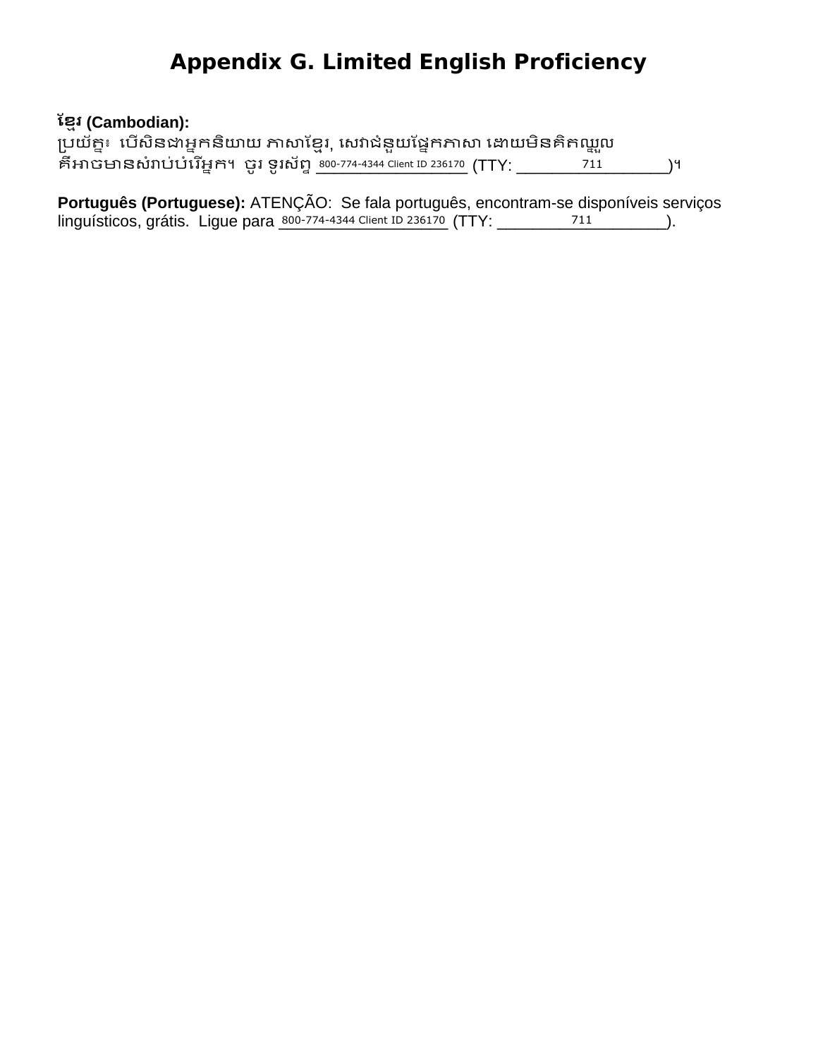# Appendix G. Limited English Proficiency

**ខ្មែរ (Cambodian):**
ប្រយ័ត្ន៖ បើសិនជាអ្នកនិយាយ ភាសាខ្មែរ, សេវាជំនួយផ្នែកភាសា ដោយមិនគិតឈ្នួល គឺអាចមានសំរាប់បំរើអ្នក។ ចូរ ទូរស័ព្ទ 800-774-4344 Client ID 236170 (TTY: 711)។

**Português (Portuguese):** ATENÇÃO: Se fala português, encontram-se disponíveis serviços linguísticos, grátis. Ligue para 800-774-4344 Client ID 236170 (TTY: 711).